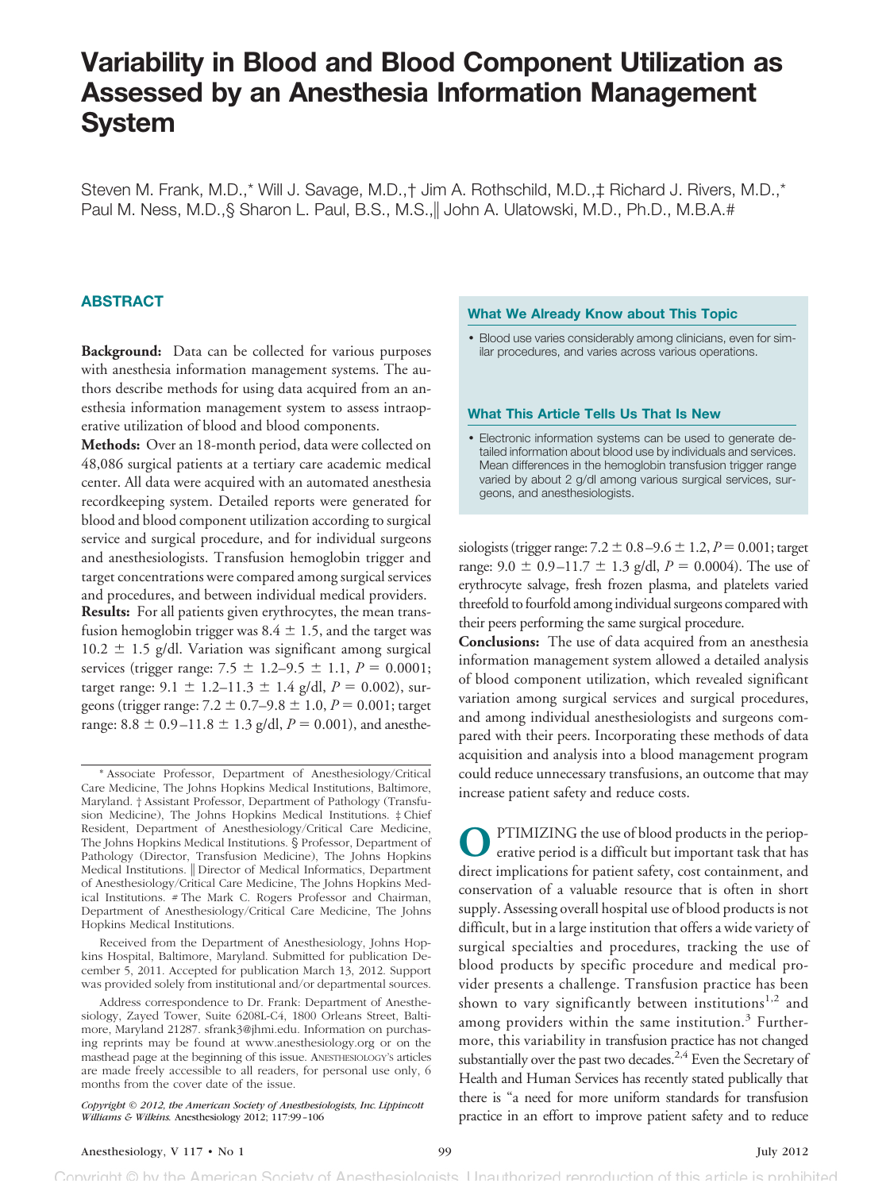# Variability in Blood and Blood Component Utilization as Assessed by an Anesthesia Information Management System

Steven M. Frank, M.D.,* Will J. Savage, M.D.,† Jim A. Rothschild, M.D.,‡ Richard J. Rivers, M.D.,* Paul M. Ness, M.D.,§ Sharon L. Paul, B.S., M.S.,|| John A. Ulatowski, M.D., Ph.D., M.B.A.#

## ABSTRACT

**Background:** Data can be collected for various purposes with anesthesia information management systems. The authors describe methods for using data acquired from an anesthesia information management system to assess intraoperative utilization of blood and blood components.

**Methods:** Over an 18-month period, data were collected on 48,086 surgical patients at a tertiary care academic medical center. All data were acquired with an automated anesthesia recordkeeping system. Detailed reports were generated for blood and blood component utilization according to surgical service and surgical procedure, and for individual surgeons and anesthesiologists. Transfusion hemoglobin trigger and target concentrations were compared among surgical services and procedures, and between individual medical providers.

**Results:** For all patients given erythrocytes, the mean transfusion hemoglobin trigger was 8.4 ± 1.5, and the target was 10.2 ± 1.5 g/dl. Variation was significant among surgical services (trigger range: 7.5 ± 1.2–9.5 ± 1.1, $P = 0.0001$; target range: 9.1 ± 1.2–11.3 ± 1.4 g/dl, $P = 0.002$), surgeons (trigger range: 7.2 ± 0.7–9.8 ± 1.0, $P = 0.001$; target range: 8.8 ± 0.9–11.8 ± 1.3 g/dl, $P = 0.001$), and anesthesiologists (trigger range: 7.2 ± 0.8–9.6 ± 1.2, $P = 0.001$; target range: 9.0 ± 0.9–11.7 ± 1.3 g/dl, $P = 0.0004$). The use of erythrocyte salvage, fresh frozen plasma, and platelets varied threefold to fourfold among individual surgeons compared with their peers performing the same surgical procedure.

**Conclusions:** The use of data acquired from an anesthesia information management system allowed a detailed analysis of blood component utilization, which revealed significant variation among surgical services and surgical procedures, and among individual anesthesiologists and surgeons compared with their peers. Incorporating these methods of data acquisition and analysis into a blood management program could reduce unnecessary transfusions, an outcome that may increase patient safety and reduce costs.

### What We Already Know about This Topic

- Blood use varies considerably among clinicians, even for similar procedures, and varies across various operations.

### What This Article Tells Us That Is New

- Electronic information systems can be used to generate detailed information about blood use by individuals and services. Mean differences in the hemoglobin transfusion trigger range varied by about 2 g/dl among various surgical services, surgeons, and anesthesiologists.

OPTIMIZING the use of blood products in the perioperative period is a difficult but important task that has direct implications for patient safety, cost containment, and conservation of a valuable resource that is often in short supply. Assessing overall hospital use of blood products is not difficult, but in a large institution that offers a wide variety of surgical specialties and procedures, tracking the use of blood products by specific procedure and medical provider presents a challenge. Transfusion practice has been shown to vary significantly between institutions[1,2] and among providers within the same institution.[3] Furthermore, this variability in transfusion practice has not changed substantially over the past two decades.[2,4] Even the Secretary of Health and Human Services has recently stated publically that there is "a need for more uniform standards for transfusion practice in an effort to improve patient safety and to reduce

---

\* Associate Professor, Department of Anesthesiology/Critical Care Medicine, The Johns Hopkins Medical Institutions, Baltimore, Maryland. † Assistant Professor, Department of Pathology (Transfusion Medicine), The Johns Hopkins Medical Institutions. ‡ Chief Resident, Department of Anesthesiology/Critical Care Medicine, The Johns Hopkins Medical Institutions. § Professor, Department of Pathology (Director, Transfusion Medicine), The Johns Hopkins Medical Institutions. || Director of Medical Informatics, Department of Anesthesiology/Critical Care Medicine, The Johns Hopkins Medical Institutions. # The Mark C. Rogers Professor and Chairman, Department of Anesthesiology/Critical Care Medicine, The Johns Hopkins Medical Institutions.

Received from the Department of Anesthesiology, Johns Hopkins Hospital, Baltimore, Maryland. Submitted for publication December 5, 2011. Accepted for publication March 13, 2012. Support was provided solely from institutional and/or departmental sources.

Address correspondence to Dr. Frank: Department of Anesthesiology, Zayed Tower, Suite 6208L-C4, 1800 Orleans Street, Baltimore, Maryland 21287. sfrank3@jhmi.edu. Information on purchasing reprints may be found at www.anesthesiology.org or on the masthead page at the beginning of this issue. ANESTHESIOLOGY's articles are made freely accessible to all readers, for personal use only, 6 months from the cover date of the issue.

*Copyright © 2012, the American Society of Anesthesiologists, Inc. Lippincott Williams & Wilkins.* Anesthesiology 2012; 117:99–106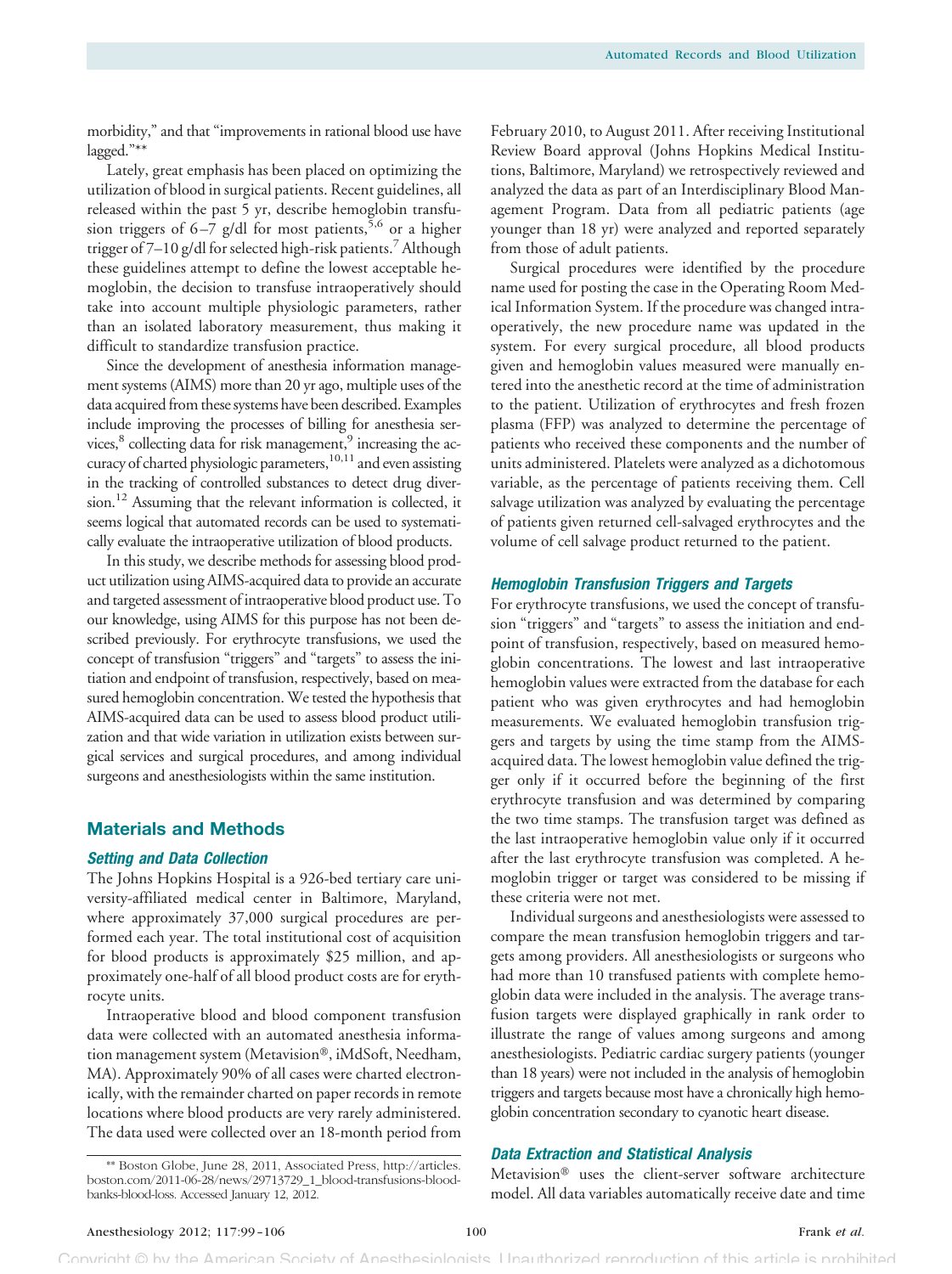morbidity," and that "improvements in rational blood use have lagged."**

Lately, great emphasis has been placed on optimizing the utilization of blood in surgical patients. Recent guidelines, all released within the past 5 yr, describe hemoglobin transfusion triggers of 6–7 g/dl for most patients,[5,6] or a higher trigger of 7–10 g/dl for selected high-risk patients.[7] Although these guidelines attempt to define the lowest acceptable hemoglobin, the decision to transfuse intraoperatively should take into account multiple physiologic parameters, rather than an isolated laboratory measurement, thus making it difficult to standardize transfusion practice.

Since the development of anesthesia information management systems (AIMS) more than 20 yr ago, multiple uses of the data acquired from these systems have been described. Examples include improving the processes of billing for anesthesia services,[8] collecting data for risk management,[9] increasing the accuracy of charted physiologic parameters,[10,11] and even assisting in the tracking of controlled substances to detect drug diversion.[12] Assuming that the relevant information is collected, it seems logical that automated records can be used to systematically evaluate the intraoperative utilization of blood products.

In this study, we describe methods for assessing blood product utilization using AIMS-acquired data to provide an accurate and targeted assessment of intraoperative blood product use. To our knowledge, using AIMS for this purpose has not been described previously. For erythrocyte transfusions, we used the concept of transfusion "triggers" and "targets" to assess the initiation and endpoint of transfusion, respectively, based on measured hemoglobin concentration. We tested the hypothesis that AIMS-acquired data can be used to assess blood product utilization and that wide variation in utilization exists between surgical services and surgical procedures, and among individual surgeons and anesthesiologists within the same institution.

## Materials and Methods

### Setting and Data Collection

The Johns Hopkins Hospital is a 926-bed tertiary care university-affiliated medical center in Baltimore, Maryland, where approximately 37,000 surgical procedures are performed each year. The total institutional cost of acquisition for blood products is approximately $25 million, and approximately one-half of all blood product costs are for erythrocyte units.

Intraoperative blood and blood component transfusion data were collected with an automated anesthesia information management system (Metavision®, iMdSoft, Needham, MA). Approximately 90% of all cases were charted electronically, with the remainder charted on paper records in remote locations where blood products are very rarely administered. The data used were collected over an 18-month period from February 2010, to August 2011. After receiving Institutional Review Board approval (Johns Hopkins Medical Institutions, Baltimore, Maryland) we retrospectively reviewed and analyzed the data as part of an Interdisciplinary Blood Management Program. Data from all pediatric patients (age younger than 18 yr) were analyzed and reported separately from those of adult patients.

Surgical procedures were identified by the procedure name used for posting the case in the Operating Room Medical Information System. If the procedure was changed intraoperatively, the new procedure name was updated in the system. For every surgical procedure, all blood products given and hemoglobin values measured were manually entered into the anesthetic record at the time of administration to the patient. Utilization of erythrocytes and fresh frozen plasma (FFP) was analyzed to determine the percentage of patients who received these components and the number of units administered. Platelets were analyzed as a dichotomous variable, as the percentage of patients receiving them. Cell salvage utilization was analyzed by evaluating the percentage of patients given returned cell-salvaged erythrocytes and the volume of cell salvage product returned to the patient.

### Hemoglobin Transfusion Triggers and Targets

For erythrocyte transfusions, we used the concept of transfusion "triggers" and "targets" to assess the initiation and endpoint of transfusion, respectively, based on measured hemoglobin concentrations. The lowest and last intraoperative hemoglobin values were extracted from the database for each patient who was given erythrocytes and had hemoglobin measurements. We evaluated hemoglobin transfusion triggers and targets by using the time stamp from the AIMS-acquired data. The lowest hemoglobin value defined the trigger only if it occurred before the beginning of the first erythrocyte transfusion and was determined by comparing the two time stamps. The transfusion target was defined as the last intraoperative hemoglobin value only if it occurred after the last erythrocyte transfusion was completed. A hemoglobin trigger or target was considered to be missing if these criteria were not met.

Individual surgeons and anesthesiologists were assessed to compare the mean transfusion hemoglobin triggers and targets among providers. All anesthesiologists or surgeons who had more than 10 transfused patients with complete hemoglobin data were included in the analysis. The average transfusion targets were displayed graphically in rank order to illustrate the range of values among surgeons and among anesthesiologists. Pediatric cardiac surgery patients (younger than 18 years) were not included in the analysis of hemoglobin triggers and targets because most have a chronically high hemoglobin concentration secondary to cyanotic heart disease.

### Data Extraction and Statistical Analysis

Metavision® uses the client-server software architecture model. All data variables automatically receive date and time

** Boston Globe, June 28, 2011, Associated Press, http://articles.boston.com/2011-06-28/news/29713729_1_blood-transfusions-blood-banks-blood-loss. Accessed January 12, 2012.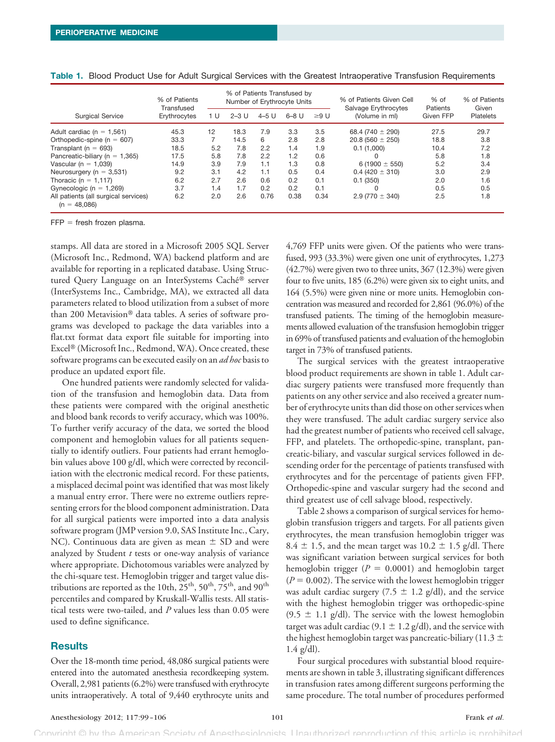**Table 1.** Blood Product Use for Adult Surgical Services with the Greatest Intraoperative Transfusion Requirements

| Surgical Service | % of Patients Transfused Erythrocytes | % of Patients Transfused by Number of Erythrocyte Units | | | | | % of Patients Given Cell Salvage Erythrocytes (Volume in ml) | % of Patients Given FFP | % of Patients Given Platelets |
|---|---|---|---|---|---|---|---|---|---|
| | | 1 U | 2–3 U | 4–5 U | 6–8 U | ≥9 U | | | |
| Adult cardiac (n = 1,561) | 45.3 | 12 | 18.3 | 7.9 | 3.3 | 3.5 | 68.4 (740 ± 290) | 27.5 | 29.7 |
| Orthopedic-spine (n = 607) | 33.3 | 7 | 14.5 | 6 | 2.8 | 2.8 | 20.8 (560 ± 250) | 18.8 | 3.8 |
| Transplant (n = 693) | 18.5 | 5.2 | 7.8 | 2.2 | 1.4 | 1.9 | 0.1 (1,000) | 10.4 | 7.2 |
| Pancreatic-biliary (n = 1,365) | 17.5 | 5.8 | 7.8 | 2.2 | 1.2 | 0.6 | 0 | 5.8 | 1.8 |
| Vascular (n = 1,039) | 14.9 | 3.9 | 7.9 | 1.1 | 1.3 | 0.8 | 6 (1900 ± 550) | 5.2 | 3.4 |
| Neurosurgery (n = 3,531) | 9.2 | 3.1 | 4.2 | 1.1 | 0.5 | 0.4 | 0.4 (420 ± 310) | 3.0 | 2.9 |
| Thoracic (n = 1,117) | 6.2 | 2.7 | 2.6 | 0.6 | 0.2 | 0.1 | 0.1 (350) | 2.0 | 1.6 |
| Gynecologic (n = 1,269) | 3.7 | 1.4 | 1.7 | 0.2 | 0.2 | 0.1 | 0 | 0.5 | 0.5 |
| All patients (all surgical services) (n = 48,086) | 6.2 | 2.0 | 2.6 | 0.76 | 0.38 | 0.34 | 2.9 (770 ± 340) | 2.5 | 1.8 |

FFP = fresh frozen plasma.

stamps. All data are stored in a Microsoft 2005 SQL Server (Microsoft Inc., Redmond, WA) backend platform and are available for reporting in a replicated database. Using Structured Query Language on an InterSystems Caché® server (InterSystems Inc., Cambridge, MA), we extracted all data parameters related to blood utilization from a subset of more than 200 Metavision® data tables. A series of software programs was developed to package the data variables into a flat.txt format data export file suitable for importing into Excel® (Microsoft Inc., Redmond, WA). Once created, these software programs can be executed easily on an *ad hoc* basis to produce an updated export file.

One hundred patients were randomly selected for validation of the transfusion and hemoglobin data. Data from these patients were compared with the original anesthetic and blood bank records to verify accuracy, which was 100%. To further verify accuracy of the data, we sorted the blood component and hemoglobin values for all patients sequentially to identify outliers. Four patients had errant hemoglobin values above 100 g/dl, which were corrected by reconciliation with the electronic medical record. For these patients, a misplaced decimal point was identified that was most likely a manual entry error. There were no extreme outliers representing errors for the blood component administration. Data for all surgical patients were imported into a data analysis software program (JMP version 9.0, SAS Institute Inc., Cary, NC). Continuous data are given as mean ± SD and were analyzed by Student *t* tests or one-way analysis of variance where appropriate. Dichotomous variables were analyzed by the chi-square test. Hemoglobin trigger and target value distributions are reported as the 10$^{th}$, 25$^{th}$, 50$^{th}$, 75$^{th}$, and 90$^{th}$ percentiles and compared by Kruskall-Wallis tests. All statistical tests were two-tailed, and *P* values less than 0.05 were used to define significance.

## Results

Over the 18-month time period, 48,086 surgical patients were entered into the automated anesthesia recordkeeping system. Overall, 2,981 patients (6.2%) were transfused with erythrocyte units intraoperatively. A total of 9,440 erythrocyte units and 4,769 FFP units were given. Of the patients who were transfused, 993 (33.3%) were given one unit of erythrocytes, 1,273 (42.7%) were given two to three units, 367 (12.3%) were given four to five units, 185 (6.2%) were given six to eight units, and 164 (5.5%) were given nine or more units. Hemoglobin concentration was measured and recorded for 2,861 (96.0%) of the transfused patients. The timing of the hemoglobin measurements allowed evaluation of the transfusion hemoglobin trigger in 69% of transfused patients and evaluation of the hemoglobin target in 73% of transfused patients.

The surgical services with the greatest intraoperative blood product requirements are shown in table 1. Adult cardiac surgery patients were transfused more frequently than patients on any other service and also received a greater number of erythrocyte units than did those on other services when they were transfused. The adult cardiac surgery service also had the greatest number of patients who received cell salvage, FFP, and platelets. The orthopedic-spine, transplant, pancreatic-biliary, and vascular surgical services followed in descending order for the percentage of patients transfused with erythrocytes and for the percentage of patients given FFP. Orthopedic-spine and vascular surgery had the second and third greatest use of cell salvage blood, respectively.

Table 2 shows a comparison of surgical services for hemoglobin transfusion triggers and targets. For all patients given erythrocytes, the mean transfusion hemoglobin trigger was 8.4 ± 1.5, and the mean target was 10.2 ± 1.5 g/dl. There was significant variation between surgical services for both hemoglobin trigger ($P = 0.0001$) and hemoglobin target ($P = 0.002$). The service with the lowest hemoglobin trigger was adult cardiac surgery (7.5 ± 1.2 g/dl), and the service with the highest hemoglobin trigger was orthopedic-spine (9.5 ± 1.1 g/dl). The service with the lowest hemoglobin target was adult cardiac (9.1 ± 1.2 g/dl), and the service with the highest hemoglobin target was pancreatic-biliary (11.3 ± 1.4 g/dl).

Four surgical procedures with substantial blood requirements are shown in table 3, illustrating significant differences in transfusion rates among different surgeons performing the same procedure. The total number of procedures performed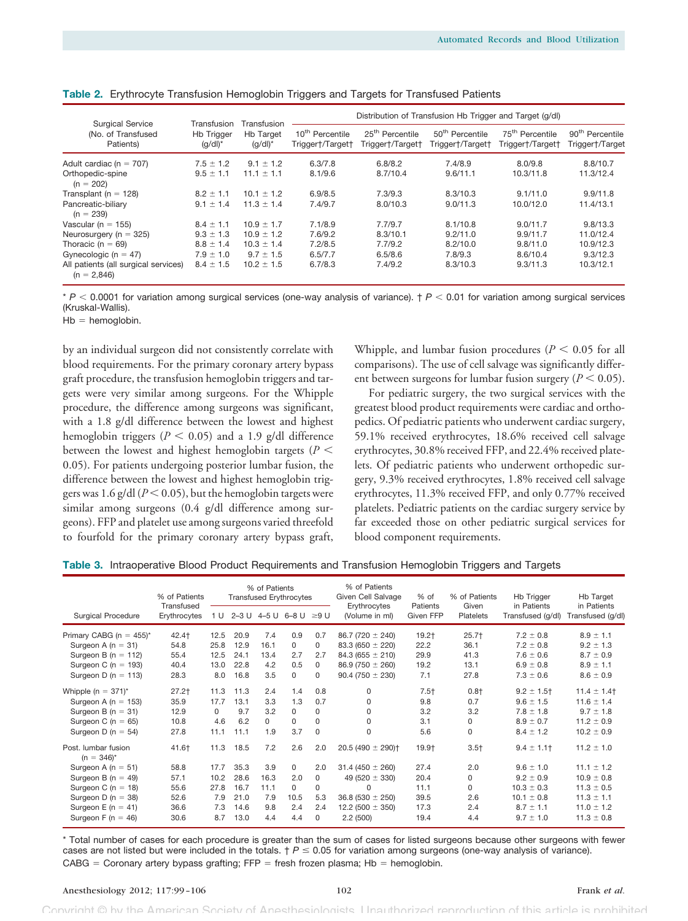**Table 2.** Erythrocyte Transfusion Hemoglobin Triggers and Targets for Transfused Patients

| Surgical Service (No. of Transfused Patients) | Transfusion Hb Trigger (g/dl)* | Transfusion Hb Target (g/dl)* | Distribution of Transfusion Hb Trigger and Target (g/dl) | | | | |
|---|---|---|---|---|---|---|---|
| | | | 10th Percentile Trigger†/Target† | 25th Percentile Trigger†/Target† | 50th Percentile Trigger†/Target† | 75th Percentile Trigger†/Target† | 90th Percentile Trigger†/Target |
| Adult cardiac (n = 707) | 7.5 ± 1.2 | 9.1 ± 1.2 | 6.3/7.8 | 6.8/8.2 | 7.4/8.9 | 8.0/9.8 | 8.8/10.7 |
| Orthopedic-spine (n = 202) | 9.5 ± 1.1 | 11.1 ± 1.1 | 8.1/9.6 | 8.7/10.4 | 9.6/11.1 | 10.3/11.8 | 11.3/12.4 |
| Transplant (n = 128) | 8.2 ± 1.1 | 10.1 ± 1.2 | 6.9/8.5 | 7.3/9.3 | 8.3/10.3 | 9.1/11.0 | 9.9/11.8 |
| Pancreatic-biliary (n = 239) | 9.1 ± 1.4 | 11.3 ± 1.4 | 7.4/9.7 | 8.0/10.3 | 9.0/11.3 | 10.0/12.0 | 11.4/13.1 |
| Vascular (n = 155) | 8.4 ± 1.1 | 10.9 ± 1.7 | 7.1/8.9 | 7.7/9.7 | 8.1/10.8 | 9.0/11.7 | 9.8/13.3 |
| Neurosurgery (n = 325) | 9.3 ± 1.3 | 10.9 ± 1.2 | 7.6/9.2 | 8.3/10.1 | 9.2/11.0 | 9.9/11.7 | 11.0/12.4 |
| Thoracic (n = 69) | 8.8 ± 1.4 | 10.3 ± 1.4 | 7.2/8.5 | 7.7/9.2 | 8.2/10.0 | 9.8/11.0 | 10.9/12.3 |
| Gynecologic (n = 47) | 7.9 ± 1.0 | 9.7 ± 1.5 | 6.5/7.7 | 6.5/8.6 | 7.8/9.3 | 8.6/10.4 | 9.3/12.3 |
| All patients (all surgical services) (n = 2,846) | 8.4 ± 1.5 | 10.2 ± 1.5 | 6.7/8.3 | 7.4/9.2 | 8.3/10.3 | 9.3/11.3 | 10.3/12.1 |

* $P < 0.0001$ for variation among surgical services (one-way analysis of variance). † $P < 0.01$ for variation among surgical services (Kruskal-Wallis).
Hb = hemoglobin.

by an individual surgeon did not consistently correlate with blood requirements. For the primary coronary artery bypass graft procedure, the transfusion hemoglobin triggers and targets were very similar among surgeons. For the Whipple procedure, the difference among surgeons was significant, with a 1.8 g/dl difference between the lowest and highest hemoglobin triggers ($P < 0.05$) and a 1.9 g/dl difference between the lowest and highest hemoglobin targets ($P < 0.05$). For patients undergoing posterior lumbar fusion, the difference between the lowest and highest hemoglobin triggers was 1.6 g/dl ($P < 0.05$), but the hemoglobin targets were similar among surgeons (0.4 g/dl difference among surgeons). FFP and platelet use among surgeons varied threefold to fourfold for the primary coronary artery bypass graft, Whipple, and lumbar fusion procedures ($P < 0.05$ for all comparisons). The use of cell salvage was significantly different between surgeons for lumbar fusion surgery ($P < 0.05$).

For pediatric surgery, the two surgical services with the greatest blood product requirements were cardiac and orthopedics. Of pediatric patients who underwent cardiac surgery, 59.1% received erythrocytes, 18.6% received cell salvage erythrocytes, 30.8% received FFP, and 22.4% received platelets. Of pediatric patients who underwent orthopedic surgery, 9.3% received erythrocytes, 1.8% received cell salvage erythrocytes, 11.3% received FFP, and only 0.77% received platelets. Pediatric patients on the cardiac surgery service by far exceeded those on other pediatric surgical services for blood component requirements.

**Table 3.** Intraoperative Blood Product Requirements and Transfusion Hemoglobin Triggers and Targets

| Surgical Procedure | % of Patients Transfused Erythrocytes | % of Patients Transfused Erythrocytes | | | | | % of Patients Given Cell Salvage Erythrocytes (Volume in ml) | % of Patients Given FFP | % of Patients Given Platelets | Hb Trigger in Patients Transfused (g/dl) | Hb Target in Patients Transfused (g/dl) |
|---|---|---|---|---|---|---|---|---|---|---|---|
| | | 1 U | 2–3 U | 4–5 U | 6–8 U | ≥9 U | | | | | |
| Primary CABG (n = 455)* | 42.4† | 12.5 | 20.9 | 7.4 | 0.9 | 0.7 | 86.7 (720 ± 240) | 19.2† | 25.7† | 7.2 ± 0.8 | 8.9 ± 1.1 |
| Surgeon A (n = 31) | 54.8 | 25.8 | 12.9 | 16.1 | 0 | 0 | 83.3 (650 ± 220) | 22.2 | 36.1 | 7.2 ± 0.8 | 9.2 ± 1.3 |
| Surgeon B (n = 112) | 55.4 | 12.5 | 24.1 | 13.4 | 2.7 | 2.7 | 84.3 (655 ± 210) | 29.9 | 41.3 | 7.6 ± 0.6 | 8.7 ± 0.9 |
| Surgeon C (n = 193) | 40.4 | 13.0 | 22.8 | 4.2 | 0.5 | 0 | 86.9 (750 ± 260) | 19.2 | 13.1 | 6.9 ± 0.8 | 8.9 ± 1.1 |
| Surgeon D (n = 113) | 28.3 | 8.0 | 16.8 | 3.5 | 0 | 0 | 90.4 (750 ± 230) | 7.1 | 27.8 | 7.3 ± 0.6 | 8.6 ± 0.9 |
| Whipple (n = 371)* | 27.2† | 11.3 | 11.3 | 2.4 | 1.4 | 0.8 | 0 | 7.5† | 0.8† | 9.2 ± 1.5† | 11.4 ± 1.4† |
| Surgeon A (n = 153) | 35.9 | 17.7 | 13.1 | 3.3 | 1.3 | 0.7 | 0 | 9.8 | 0.7 | 9.6 ± 1.5 | 11.6 ± 1.4 |
| Surgeon B (n = 31) | 12.9 | 0 | 9.7 | 3.2 | 0 | 0 | 0 | 3.2 | 3.2 | 7.8 ± 1.8 | 9.7 ± 1.8 |
| Surgeon C (n = 65) | 10.8 | 4.6 | 6.2 | 0 | 0 | 0 | 0 | 3.1 | 0 | 8.9 ± 0.7 | 11.2 ± 0.9 |
| Surgeon D (n = 54) | 27.8 | 11.1 | 11.1 | 1.9 | 3.7 | 0 | 0 | 5.6 | 0 | 8.4 ± 1.2 | 10.2 ± 0.9 |
| Post. lumbar fusion (n = 346)* | 41.6† | 11.3 | 18.5 | 7.2 | 2.6 | 2.0 | 20.5 (490 ± 290)† | 19.9† | 3.5† | 9.4 ± 1.1† | 11.2 ± 1.0 |
| Surgeon A (n = 51) | 58.8 | 17.7 | 35.3 | 3.9 | 0 | 2.0 | 31.4 (450 ± 260) | 27.4 | 2.0 | 9.6 ± 1.0 | 11.1 ± 1.2 |
| Surgeon B (n = 49) | 57.1 | 10.2 | 28.6 | 16.3 | 2.0 | 0 | 49 (520 ± 330) | 20.4 | 0 | 9.2 ± 0.9 | 10.9 ± 0.8 |
| Surgeon C (n = 18) | 55.6 | 27.8 | 16.7 | 11.1 | 0 | 0 | 0 | 11.1 | 0 | 10.3 ± 0.3 | 11.3 ± 0.5 |
| Surgeon D (n = 38) | 52.6 | 7.9 | 21.0 | 7.9 | 10.5 | 5.3 | 36.8 (530 ± 250) | 39.5 | 2.6 | 10.1 ± 0.8 | 11.3 ± 1.1 |
| Surgeon E (n = 41) | 36.6 | 7.3 | 14.6 | 9.8 | 2.4 | 2.4 | 12.2 (500 ± 350) | 17.3 | 2.4 | 8.7 ± 1.1 | 11.0 ± 1.2 |
| Surgeon F (n = 46) | 30.6 | 8.7 | 13.0 | 4.4 | 4.4 | 0 | 2.2 (500) | 19.4 | 4.4 | 9.7 ± 1.0 | 11.3 ± 0.8 |

* Total number of cases for each procedure is greater than the sum of cases for listed surgeons because other surgeons with fewer cases are not listed but were included in the totals. † $P \leq 0.05$ for variation among surgeons (one-way analysis of variance).
CABG = Coronary artery bypass grafting; FFP = fresh frozen plasma; Hb = hemoglobin.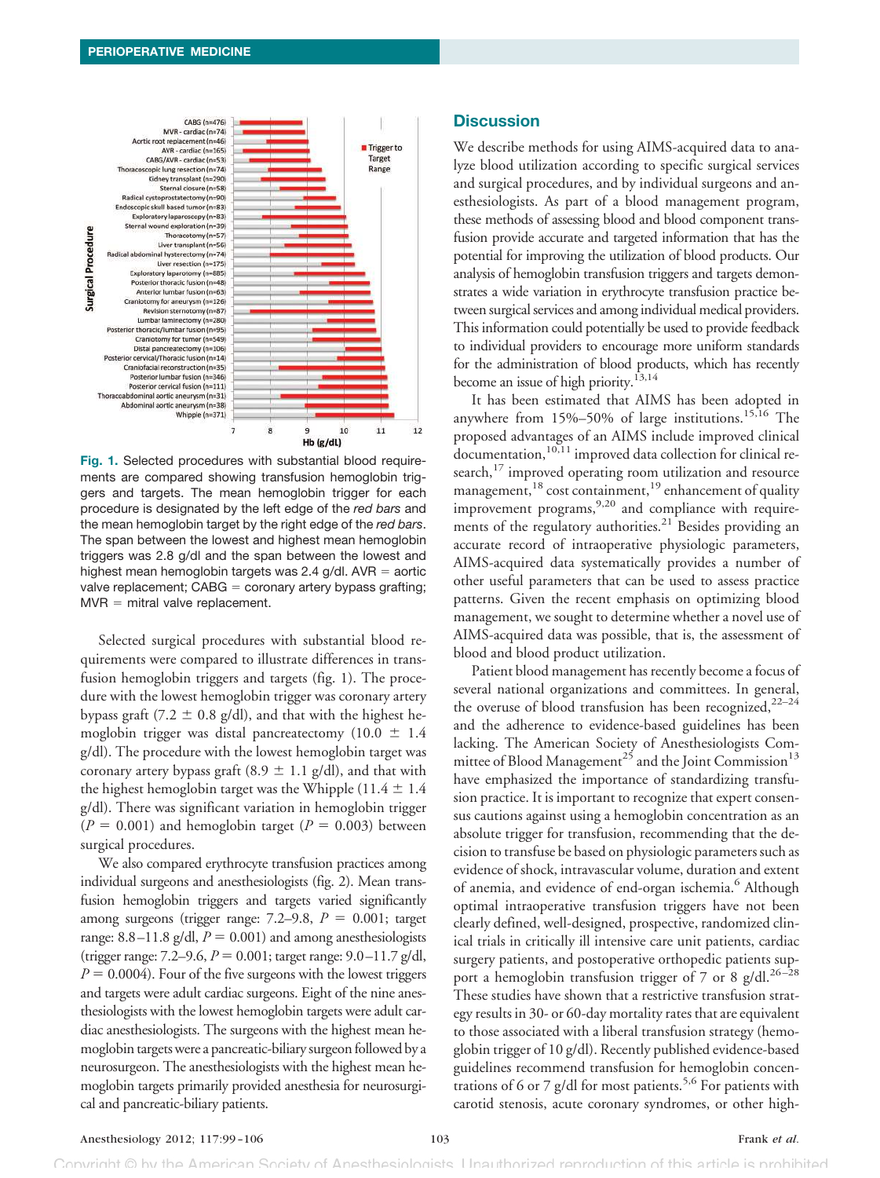Fig. 1. Selected procedures with substantial blood requirements are compared showing transfusion hemoglobin triggers and targets. The mean hemoglobin trigger for each procedure is designated by the left edge of the *red bars* and the mean hemoglobin target by the right edge of the *red bars*. The span between the lowest and highest mean hemoglobin triggers was 2.8 g/dl and the span between the lowest and highest mean hemoglobin targets was 2.4 g/dl. AVR = aortic valve replacement; CABG = coronary artery bypass grafting; MVR = mitral valve replacement.

Selected surgical procedures with substantial blood requirements were compared to illustrate differences in transfusion hemoglobin triggers and targets (fig. 1). The procedure with the lowest hemoglobin trigger was coronary artery bypass graft (7.2 ± 0.8 g/dl), and that with the highest hemoglobin trigger was distal pancreatectomy (10.0 ± 1.4 g/dl). The procedure with the lowest hemoglobin target was coronary artery bypass graft (8.9 ± 1.1 g/dl), and that with the highest hemoglobin target was the Whipple (11.4 ± 1.4 g/dl). There was significant variation in hemoglobin trigger ($P = 0.001$) and hemoglobin target ($P = 0.003$) between surgical procedures.

We also compared erythrocyte transfusion practices among individual surgeons and anesthesiologists (fig. 2). Mean transfusion hemoglobin triggers and targets varied significantly among surgeons (trigger range: 7.2–9.8, $P = 0.001$; target range: 8.8–11.8 g/dl, $P = 0.001$) and among anesthesiologists (trigger range: 7.2–9.6, $P = 0.001$; target range: 9.0–11.7 g/dl, $P = 0.0004$). Four of the five surgeons with the lowest triggers and targets were adult cardiac surgeons. Eight of the nine anesthesiologists with the lowest hemoglobin targets were adult cardiac anesthesiologists. The surgeons with the highest mean hemoglobin targets were a pancreatic-biliary surgeon followed by a neurosurgeon. The anesthesiologists with the highest mean hemoglobin targets primarily provided anesthesia for neurosurgical and pancreatic-biliary patients.

## Discussion

We describe methods for using AIMS-acquired data to analyze blood utilization according to specific surgical services and surgical procedures, and by individual surgeons and anesthesiologists. As part of a blood management program, these methods of assessing blood and blood component transfusion provide accurate and targeted information that has the potential for improving the utilization of blood products. Our analysis of hemoglobin transfusion triggers and targets demonstrates a wide variation in erythrocyte transfusion practice between surgical services and among individual medical providers. This information could potentially be used to provide feedback to individual providers to encourage more uniform standards for the administration of blood products, which has recently become an issue of high priority.[13,14]

It has been estimated that AIMS has been adopted in anywhere from 15%–50% of large institutions.[15,16] The proposed advantages of an AIMS include improved clinical documentation,[10,11] improved data collection for clinical research,[17] improved operating room utilization and resource management,[18] cost containment,[19] enhancement of quality improvement programs,[9,20] and compliance with requirements of the regulatory authorities.[21] Besides providing an accurate record of intraoperative physiologic parameters, AIMS-acquired data systematically provides a number of other useful parameters that can be used to assess practice patterns. Given the recent emphasis on optimizing blood management, we sought to determine whether a novel use of AIMS-acquired data was possible, that is, the assessment of blood and blood product utilization.

Patient blood management has recently become a focus of several national organizations and committees. In general, the overuse of blood transfusion has been recognized,[22–24] and the adherence to evidence-based guidelines has been lacking. The American Society of Anesthesiologists Committee of Blood Management[25] and the Joint Commission[13] have emphasized the importance of standardizing transfusion practice. It is important to recognize that expert consensus cautions against using a hemoglobin concentration as an absolute trigger for transfusion, recommending that the decision to transfuse be based on physiologic parameters such as evidence of shock, intravascular volume, duration and extent of anemia, and evidence of end-organ ischemia.[6] Although optimal intraoperative transfusion triggers have not been clearly defined, well-designed, prospective, randomized clinical trials in critically ill intensive care unit patients, cardiac surgery patients, and postoperative orthopedic patients support a hemoglobin transfusion trigger of 7 or 8 g/dl.[26–28] These studies have shown that a restrictive transfusion strategy results in 30- or 60-day mortality rates that are equivalent to those associated with a liberal transfusion strategy (hemoglobin trigger of 10 g/dl). Recently published evidence-based guidelines recommend transfusion for hemoglobin concentrations of 6 or 7 g/dl for most patients.[5,6] For patients with carotid stenosis, acute coronary syndromes, or other high-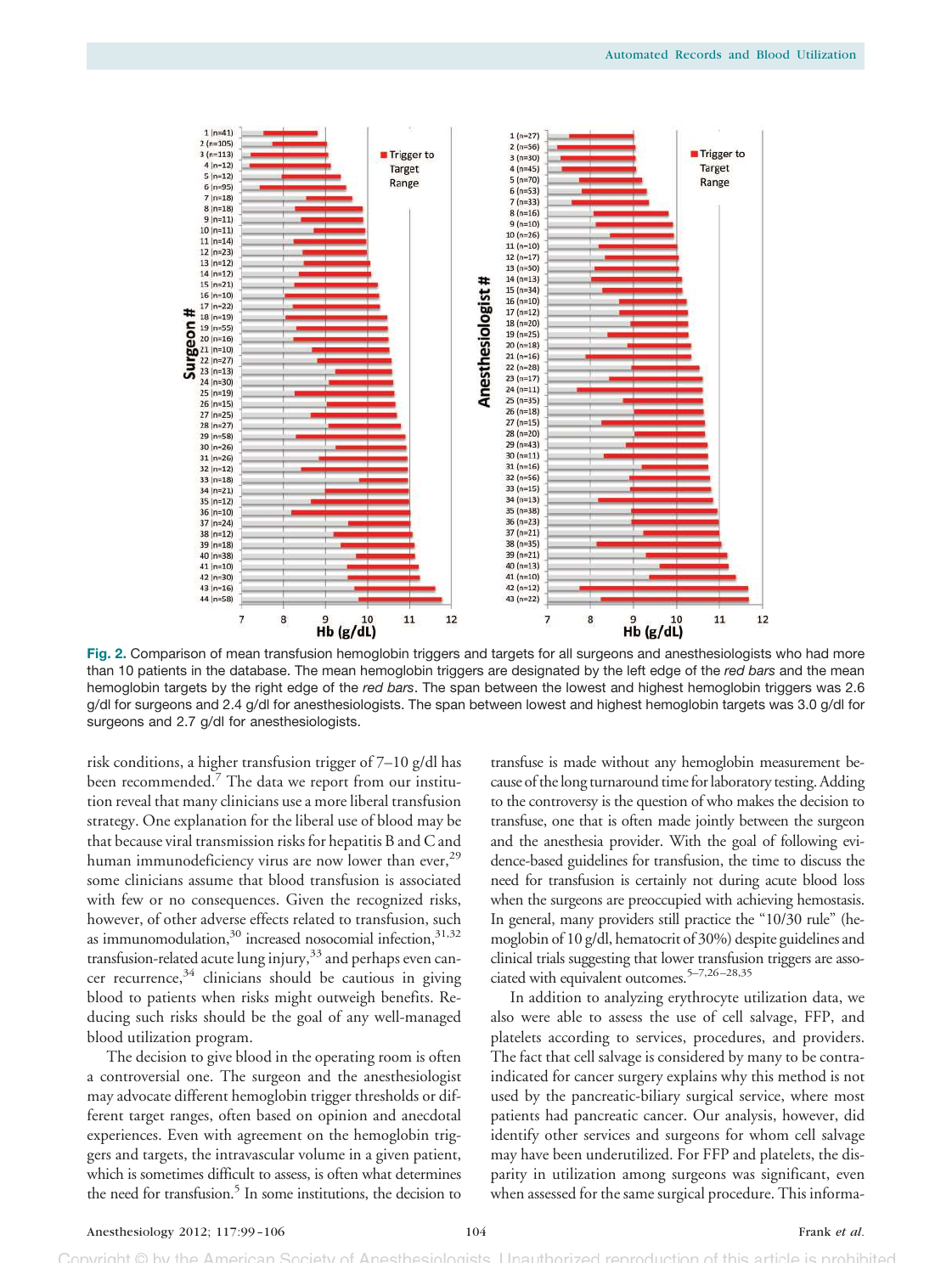Fig. 2. Comparison of mean transfusion hemoglobin triggers and targets for all surgeons and anesthesiologists who had more than 10 patients in the database. The mean hemoglobin triggers are designated by the left edge of the *red bars* and the mean hemoglobin targets by the right edge of the *red bars*. The span between the lowest and highest hemoglobin triggers was 2.6 g/dl for surgeons and 2.4 g/dl for anesthesiologists. The span between lowest and highest hemoglobin targets was 3.0 g/dl for surgeons and 2.7 g/dl for anesthesiologists.

risk conditions, a higher transfusion trigger of 7–10 g/dl has been recommended.[7] The data we report from our institution reveal that many clinicians use a more liberal transfusion strategy. One explanation for the liberal use of blood may be that because viral transmission risks for hepatitis B and C and human immunodeficiency virus are now lower than ever,[29] some clinicians assume that blood transfusion is associated with few or no consequences. Given the recognized risks, however, of other adverse effects related to transfusion, such as immunomodulation,[30] increased nosocomial infection,[31,32] transfusion-related acute lung injury,[33] and perhaps even cancer recurrence,[34] clinicians should be cautious in giving blood to patients when risks might outweigh benefits. Reducing such risks should be the goal of any well-managed blood utilization program.

The decision to give blood in the operating room is often a controversial one. The surgeon and the anesthesiologist may advocate different hemoglobin trigger thresholds or different target ranges, often based on opinion and anecdotal experiences. Even with agreement on the hemoglobin triggers and targets, the intravascular volume in a given patient, which is sometimes difficult to assess, is often what determines the need for transfusion.[5] In some institutions, the decision to transfuse is made without any hemoglobin measurement because of the long turnaround time for laboratory testing. Adding to the controversy is the question of who makes the decision to transfuse, one that is often made jointly between the surgeon and the anesthesia provider. With the goal of following evidence-based guidelines for transfusion, the time to discuss the need for transfusion is certainly not during acute blood loss when the surgeons are preoccupied with achieving hemostasis. In general, many providers still practice the "10/30 rule" (hemoglobin of 10 g/dl, hematocrit of 30%) despite guidelines and clinical trials suggesting that lower transfusion triggers are associated with equivalent outcomes.[5–7,26–28,35]

In addition to analyzing erythrocyte utilization data, we also were able to assess the use of cell salvage, FFP, and platelets according to services, procedures, and providers. The fact that cell salvage is considered by many to be contraindicated for cancer surgery explains why this method is not used by the pancreatic-biliary surgical service, where most patients had pancreatic cancer. Our analysis, however, did identify other services and surgeons for whom cell salvage may have been underutilized. For FFP and platelets, the disparity in utilization among surgeons was significant, even when assessed for the same surgical procedure. This informa-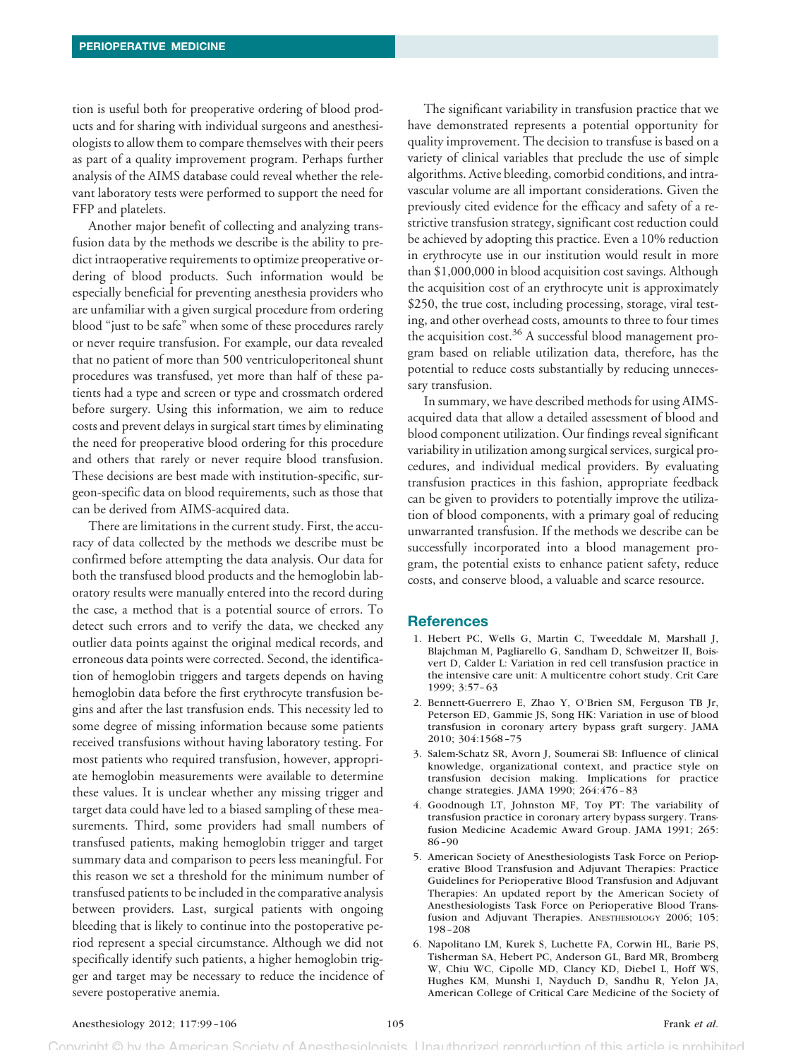tion is useful both for preoperative ordering of blood products and for sharing with individual surgeons and anesthesiologists to allow them to compare themselves with their peers as part of a quality improvement program. Perhaps further analysis of the AIMS database could reveal whether the relevant laboratory tests were performed to support the need for FFP and platelets.

Another major benefit of collecting and analyzing transfusion data by the methods we describe is the ability to predict intraoperative requirements to optimize preoperative ordering of blood products. Such information would be especially beneficial for preventing anesthesia providers who are unfamiliar with a given surgical procedure from ordering blood "just to be safe" when some of these procedures rarely or never require transfusion. For example, our data revealed that no patient of more than 500 ventriculoperitoneal shunt procedures was transfused, yet more than half of these patients had a type and screen or type and crossmatch ordered before surgery. Using this information, we aim to reduce costs and prevent delays in surgical start times by eliminating the need for preoperative blood ordering for this procedure and others that rarely or never require blood transfusion. These decisions are best made with institution-specific, surgeon-specific data on blood requirements, such as those that can be derived from AIMS-acquired data.

There are limitations in the current study. First, the accuracy of data collected by the methods we describe must be confirmed before attempting the data analysis. Our data for both the transfused blood products and the hemoglobin laboratory results were manually entered into the record during the case, a method that is a potential source of errors. To detect such errors and to verify the data, we checked any outlier data points against the original medical records, and erroneous data points were corrected. Second, the identification of hemoglobin triggers and targets depends on having hemoglobin data before the first erythrocyte transfusion begins and after the last transfusion ends. This necessity led to some degree of missing information because some patients received transfusions without having laboratory testing. For most patients who required transfusion, however, appropriate hemoglobin measurements were available to determine these values. It is unclear whether any missing trigger and target data could have led to a biased sampling of these measurements. Third, some providers had small numbers of transfused patients, making hemoglobin trigger and target summary data and comparison to peers less meaningful. For this reason we set a threshold for the minimum number of transfused patients to be included in the comparative analysis between providers. Last, surgical patients with ongoing bleeding that is likely to continue into the postoperative period represent a special circumstance. Although we did not specifically identify such patients, a higher hemoglobin trigger and target may be necessary to reduce the incidence of severe postoperative anemia.

The significant variability in transfusion practice that we have demonstrated represents a potential opportunity for quality improvement. The decision to transfuse is based on a variety of clinical variables that preclude the use of simple algorithms. Active bleeding, comorbid conditions, and intravascular volume are all important considerations. Given the previously cited evidence for the efficacy and safety of a restrictive transfusion strategy, significant cost reduction could be achieved by adopting this practice. Even a 10% reduction in erythrocyte use in our institution would result in more than $1,000,000 in blood acquisition cost savings. Although the acquisition cost of an erythrocyte unit is approximately $250, the true cost, including processing, storage, viral testing, and other overhead costs, amounts to three to four times the acquisition cost.[36] A successful blood management program based on reliable utilization data, therefore, has the potential to reduce costs substantially by reducing unnecessary transfusion.

In summary, we have described methods for using AIMS-acquired data that allow a detailed assessment of blood and blood component utilization. Our findings reveal significant variability in utilization among surgical services, surgical procedures, and individual medical providers. By evaluating transfusion practices in this fashion, appropriate feedback can be given to providers to potentially improve the utilization of blood components, with a primary goal of reducing unwarranted transfusion. If the methods we describe can be successfully incorporated into a blood management program, the potential exists to enhance patient safety, reduce costs, and conserve blood, a valuable and scarce resource.

## References

1. Hebert PC, Wells G, Martin C, Tweeddale M, Marshall J, Blajchman M, Pagliarello G, Sandham D, Schweitzer II, Boisvert D, Calder L: Variation in red cell transfusion practice in the intensive care unit: A multicentre cohort study. Crit Care 1999; 3:57–63
2. Bennett-Guerrero E, Zhao Y, O'Brien SM, Ferguson TB Jr, Peterson ED, Gammie JS, Song HK: Variation in use of blood transfusion in coronary artery bypass graft surgery. JAMA 2010; 304:1568–75
3. Salem-Schatz SR, Avorn J, Soumerai SB: Influence of clinical knowledge, organizational context, and practice style on transfusion decision making. Implications for practice change strategies. JAMA 1990; 264:476–83
4. Goodnough LT, Johnston MF, Toy PT: The variability of transfusion practice in coronary artery bypass surgery. Transfusion Medicine Academic Award Group. JAMA 1991; 265:86–90
5. American Society of Anesthesiologists Task Force on Perioperative Blood Transfusion and Adjuvant Therapies: Practice Guidelines for Perioperative Blood Transfusion and Adjuvant Therapies: An updated report by the American Society of Anesthesiologists Task Force on Perioperative Blood Transfusion and Adjuvant Therapies. Anesthesiology 2006; 105:198–208
6. Napolitano LM, Kurek S, Luchette FA, Corwin HL, Barie PS, Tisherman SA, Hebert PC, Anderson GL, Bard MR, Bromberg W, Chiu WC, Cipolle MD, Clancy KD, Diebel L, Hoff WS, Hughes KM, Munshi I, Nayduch D, Sandhu R, Yelon JA, American College of Critical Care Medicine of the Society of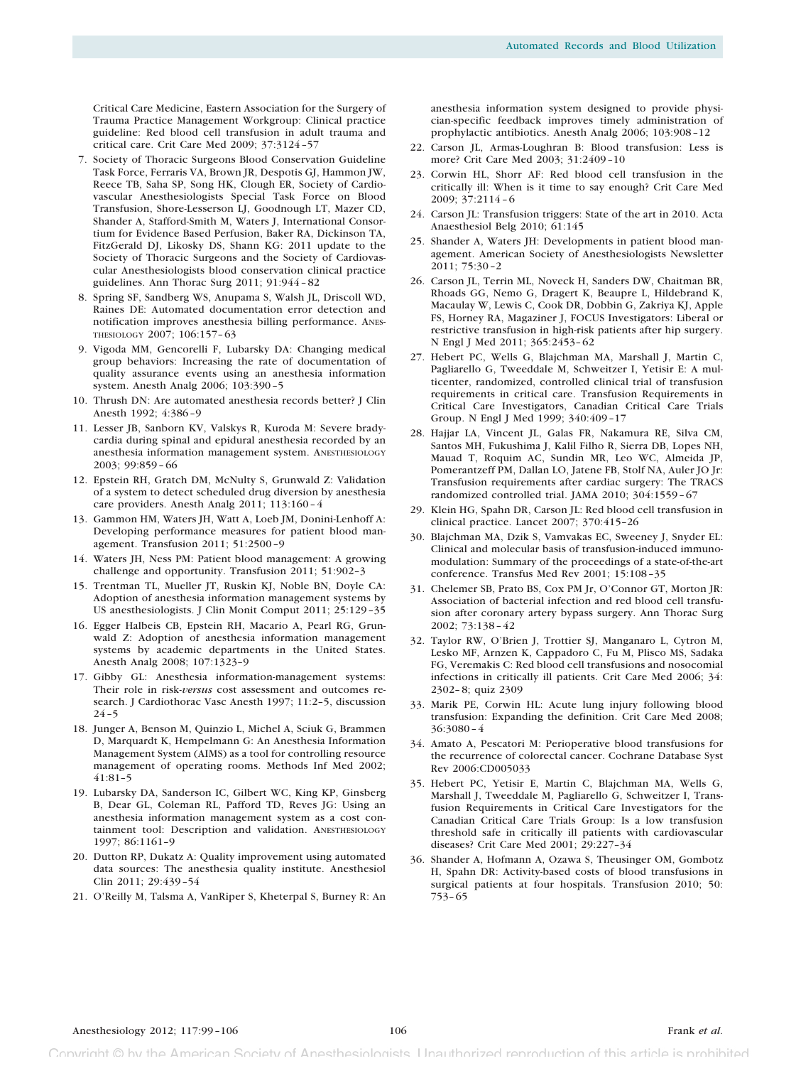Critical Care Medicine, Eastern Association for the Surgery of Trauma Practice Management Workgroup: Clinical practice guideline: Red blood cell transfusion in adult trauma and critical care. Crit Care Med 2009; 37:3124–57

7. Society of Thoracic Surgeons Blood Conservation Guideline Task Force, Ferraris VA, Brown JR, Despotis GJ, Hammon JW, Reece TB, Saha SP, Song HK, Clough ER, Society of Cardiovascular Anesthesiologists Special Task Force on Blood Transfusion, Shore-Lesserson LJ, Goodnough LT, Mazer CD, Shander A, Stafford-Smith M, Waters J, International Consortium for Evidence Based Perfusion, Baker RA, Dickinson TA, FitzGerald DJ, Likosky DS, Shann KG: 2011 update to the Society of Thoracic Surgeons and the Society of Cardiovascular Anesthesiologists blood conservation clinical practice guidelines. Ann Thorac Surg 2011; 91:944–82
8. Spring SF, Sandberg WS, Anupama S, Walsh JL, Driscoll WD, Raines DE: Automated documentation error detection and notification improves anesthesia billing performance. Anesthesiology 2007; 106:157–63
9. Vigoda MM, Gencorelli F, Lubarsky DA: Changing medical group behaviors: Increasing the rate of documentation of quality assurance events using an anesthesia information system. Anesth Analg 2006; 103:390–5
10. Thrush DN: Are automated anesthesia records better? J Clin Anesth 1992; 4:386–9
11. Lesser JB, Sanborn KV, Valskys R, Kuroda M: Severe bradycardia during spinal and epidural anesthesia recorded by an anesthesia information management system. Anesthesiology 2003; 99:859–66
12. Epstein RH, Gratch DM, McNulty S, Grunwald Z: Validation of a system to detect scheduled drug diversion by anesthesia care providers. Anesth Analg 2011; 113:160–4
13. Gammon HM, Waters JH, Watt A, Loeb JM, Donini-Lenhoff A: Developing performance measures for patient blood management. Transfusion 2011; 51:2500–9
14. Waters JH, Ness PM: Patient blood management: A growing challenge and opportunity. Transfusion 2011; 51:902–3
15. Trentman TL, Mueller JT, Ruskin KJ, Noble BN, Doyle CA: Adoption of anesthesia information management systems by US anesthesiologists. J Clin Monit Comput 2011; 25:129–35
16. Egger Halbeis CB, Epstein RH, Macario A, Pearl RG, Grunwald Z: Adoption of anesthesia information management systems by academic departments in the United States. Anesth Analg 2008; 107:1323–9
17. Gibby GL: Anesthesia information-management systems: Their role in risk-*versus* cost assessment and outcomes research. J Cardiothorac Vasc Anesth 1997; 11:2–5, discussion 24–5
18. Junger A, Benson M, Quinzio L, Michel A, Sciuk G, Brammen D, Marquardt K, Hempelmann G: An Anesthesia Information Management System (AIMS) as a tool for controlling resource management of operating rooms. Methods Inf Med 2002; 41:81–5
19. Lubarsky DA, Sanderson IC, Gilbert WC, King KP, Ginsberg B, Dear GL, Coleman RL, Pafford TD, Reves JG: Using an anesthesia information management system as a cost containment tool: Description and validation. Anesthesiology 1997; 86:1161–9
20. Dutton RP, Dukatz A: Quality improvement using automated data sources: The anesthesia quality institute. Anesthesiol Clin 2011; 29:439–54
21. O'Reilly M, Talsma A, VanRiper S, Kheterpal S, Burney R: An anesthesia information system designed to provide physician-specific feedback improves timely administration of prophylactic antibiotics. Anesth Analg 2006; 103:908–12
22. Carson JL, Armas-Loughran B: Blood transfusion: Less is more? Crit Care Med 2003; 31:2409–10
23. Corwin HL, Shorr AF: Red blood cell transfusion in the critically ill: When is it time to say enough? Crit Care Med 2009; 37:2114–6
24. Carson JL: Transfusion triggers: State of the art in 2010. Acta Anaesthesiol Belg 2010; 61:145
25. Shander A, Waters JH: Developments in patient blood management. American Society of Anesthesiologists Newsletter 2011; 75:30–2
26. Carson JL, Terrin ML, Noveck H, Sanders DW, Chaitman BR, Rhoads GG, Nemo G, Dragert K, Beaupre L, Hildebrand K, Macaulay W, Lewis C, Cook DR, Dobbin G, Zakriya KJ, Apple FS, Horney RA, Magaziner J, FOCUS Investigators: Liberal or restrictive transfusion in high-risk patients after hip surgery. N Engl J Med 2011; 365:2453–62
27. Hebert PC, Wells G, Blajchman MA, Marshall J, Martin C, Pagliarello G, Tweeddale M, Schweitzer I, Yetisir E: A multicenter, randomized, controlled clinical trial of transfusion requirements in critical care. Transfusion Requirements in Critical Care Investigators, Canadian Critical Care Trials Group. N Engl J Med 1999; 340:409–17
28. Hajjar LA, Vincent JL, Galas FR, Nakamura RE, Silva CM, Santos MH, Fukushima J, Kalil Filho R, Sierra DB, Lopes NH, Mauad T, Roquim AC, Sundin MR, Leo WC, Almeida JP, Pomerantzeff PM, Dallan LO, Jatene FB, Stolf NA, Auler JO Jr: Transfusion requirements after cardiac surgery: The TRACS randomized controlled trial. JAMA 2010; 304:1559–67
29. Klein HG, Spahn DR, Carson JL: Red blood cell transfusion in clinical practice. Lancet 2007; 370:415–26
30. Blajchman MA, Dzik S, Vamvakas EC, Sweeney J, Snyder EL: Clinical and molecular basis of transfusion-induced immunomodulation: Summary of the proceedings of a state-of-the-art conference. Transfus Med Rev 2001; 15:108–35
31. Chelemer SB, Prato BS, Cox PM Jr, O'Connor GT, Morton JR: Association of bacterial infection and red blood cell transfusion after coronary artery bypass surgery. Ann Thorac Surg 2002; 73:138–42
32. Taylor RW, O'Brien J, Trottier SJ, Manganaro L, Cytron M, Lesko MF, Arnzen K, Cappadoro C, Fu M, Plisco MS, Sadaka FG, Veremakis C: Red blood cell transfusions and nosocomial infections in critically ill patients. Crit Care Med 2006; 34:2302–8; quiz 2309
33. Marik PE, Corwin HL: Acute lung injury following blood transfusion: Expanding the definition. Crit Care Med 2008; 36:3080–4
34. Amato A, Pescatori M: Perioperative blood transfusions for the recurrence of colorectal cancer. Cochrane Database Syst Rev 2006:CD005033
35. Hebert PC, Yetisir E, Martin C, Blajchman MA, Wells G, Marshall J, Tweeddale M, Pagliarello G, Schweitzer I, Transfusion Requirements in Critical Care Investigators for the Canadian Critical Care Trials Group: Is a low transfusion threshold safe in critically ill patients with cardiovascular diseases? Crit Care Med 2001; 29:227–34
36. Shander A, Hofmann A, Ozawa S, Theusinger OM, Gombotz H, Spahn DR: Activity-based costs of blood transfusions in surgical patients at four hospitals. Transfusion 2010; 50:753–65